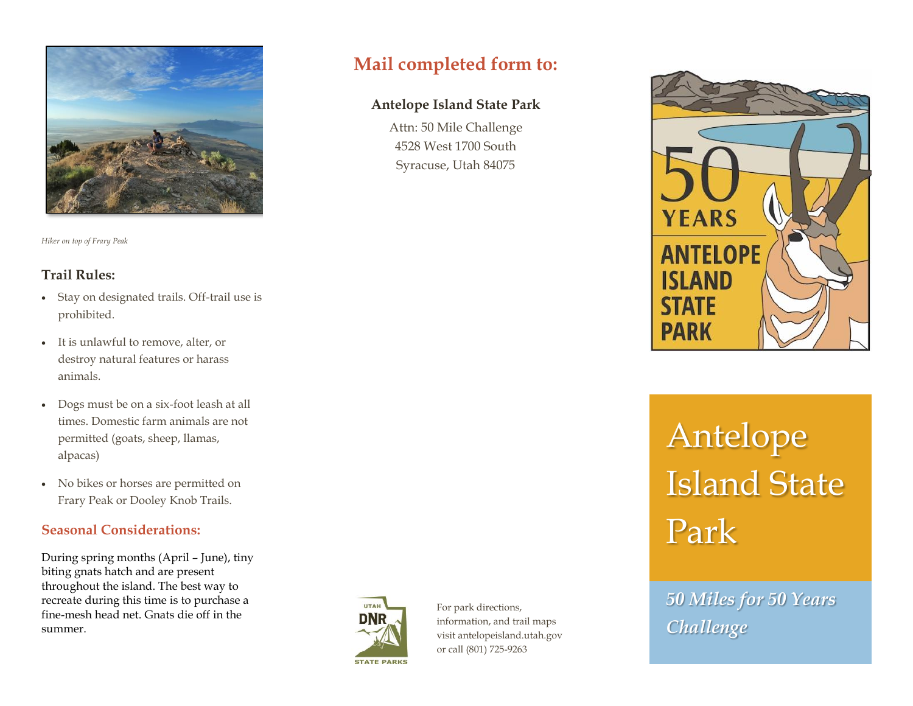*Hiker on top of Frary Peak*

### Trail Rules:

- Stay on designated trails. Off-trail use is prohibited.
- It is unlawful to remove, alter, or destroy natural features or harass animals.
- Dogs must be on a six-foot leash at all times. Domestic farm animals are not permitted (goats, sheep, llamas, alpacas)
- No bikes or horses are permitted on Frary Peak or Dooley Knob Trails.

### Seasonal Considerations:

During spring months (April – June), tiny biting gnats hatch and are present throughout the island. The best way to recreate during this time is to purchase a fine-mesh head net. Gnats die off in the summer.

## Mail completed form to:

**Antelope Island State Park**

Attn: 50 Mile Challenge
4528 West 1700 South
Syracuse, Utah 84075

For park directions, information, and trail maps visit antelopeisland.utah.gov or call (801) 725-9263

50 YEARS ANTELOPE ISLAND STATE PARK

# Antelope Island State Park

***50 Miles for 50 Years Challenge***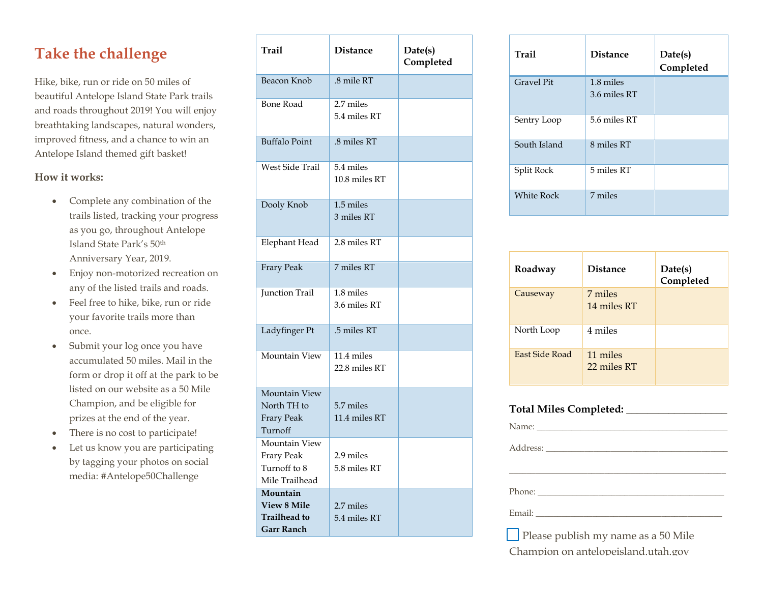## Take the challenge

Hike, bike, run or ride on 50 miles of beautiful Antelope Island State Park trails and roads throughout 2019! You will enjoy breathtaking landscapes, natural wonders, improved fitness, and a chance to win an Antelope Island themed gift basket!

**How it works:**

- Complete any combination of the trails listed, tracking your progress as you go, throughout Antelope Island State Park's 50th Anniversary Year, 2019.
- Enjoy non-motorized recreation on any of the listed trails and roads.
- Feel free to hike, bike, run or ride your favorite trails more than once.
- Submit your log once you have accumulated 50 miles. Mail in the form or drop it off at the park to be listed on our website as a 50 Mile Champion, and be eligible for prizes at the end of the year.
- There is no cost to participate!
- Let us know you are participating by tagging your photos on social media: #Antelope50Challenge

| Trail | Distance | Date(s) Completed |
|---|---|---|
| Beacon Knob | .8 mile RT | |
| Bone Road | 2.7 miles<br>5.4 miles RT | |
| Buffalo Point | .8 miles RT | |
| West Side Trail | 5.4 miles<br>10.8 miles RT | |
| Dooly Knob | 1.5 miles<br>3 miles RT | |
| Elephant Head | 2.8 miles RT | |
| Frary Peak | 7 miles RT | |
| Junction Trail | 1.8 miles<br>3.6 miles RT | |
| Ladyfinger Pt | .5 miles RT | |
| Mountain View | 11.4 miles<br>22.8 miles RT | |
| Mountain View North TH to Frary Peak Turnoff | 5.7 miles<br>11.4 miles RT | |
| Mountain View Frary Peak Turnoff to 8 Mile Trailhead | 2.9 miles<br>5.8 miles RT | |
| **Mountain View 8 Mile Trailhead to Garr Ranch** | 2.7 miles<br>5.4 miles RT | |
| Gravel Pit | 1.8 miles<br>3.6 miles RT | |
| Sentry Loop | 5.6 miles RT | |
| South Island | 8 miles RT | |
| Split Rock | 5 miles RT | |
| White Rock | 7 miles | |

| Roadway | Distance | Date(s) Completed |
|---|---|---|
| Causeway | 7 miles<br>14 miles RT | |
| North Loop | 4 miles | |
| East Side Road | 11 miles<br>22 miles RT | |

**Total Miles Completed:** ____________________

Name: ____________________________________________

Address: __________________________________________

__________________________________________________

Phone: ___________________________________________

Email: ___________________________________________

☐ Please publish my name as a 50 Mile Champion on antelopeisland.utah.gov